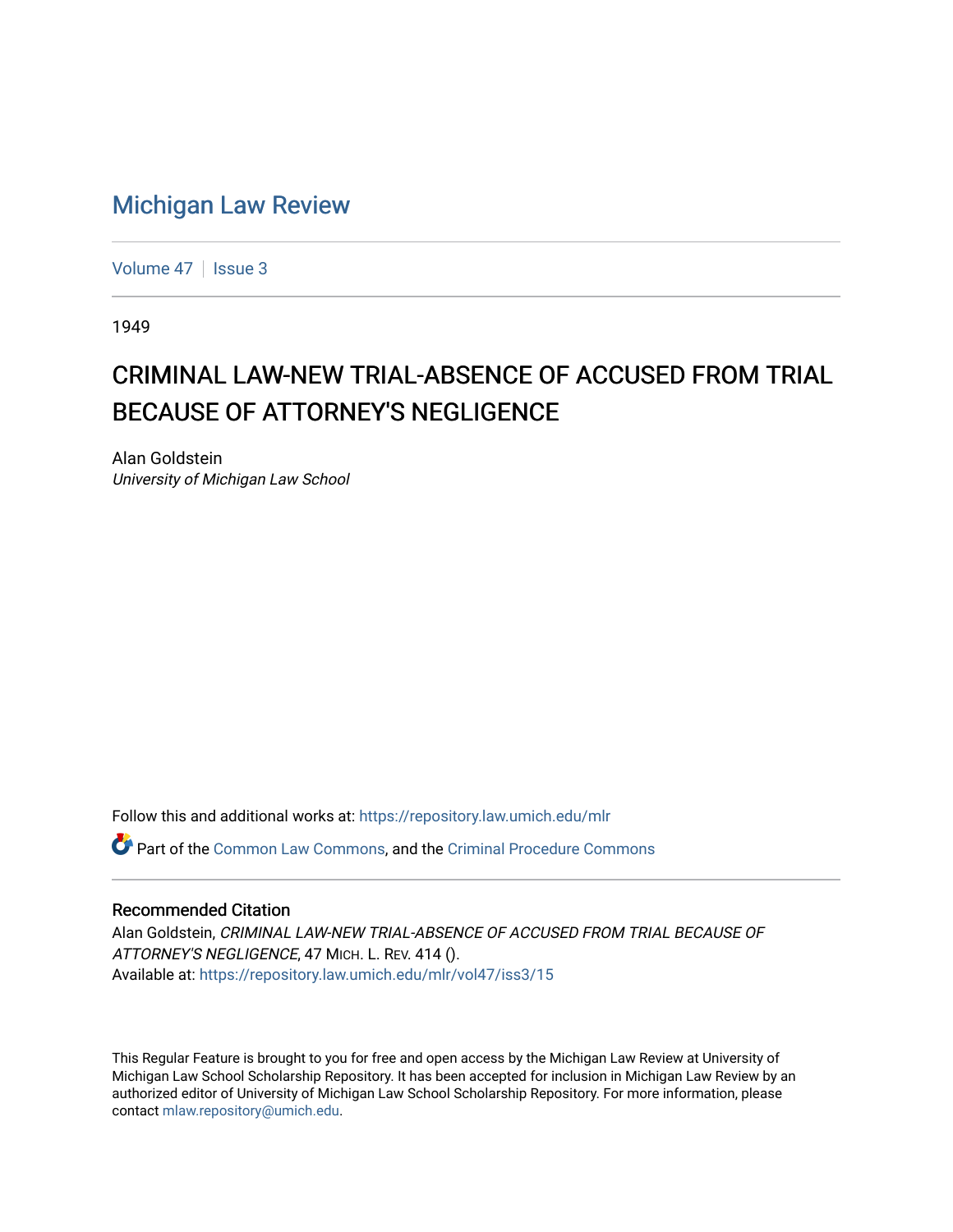# Michigan Law Review

Volume 47 | Issue 3

1949

## CRIMINAL LAW-NEW TRIAL-ABSENCE OF ACCUSED FROM TRIAL BECAUSE OF ATTORNEY'S NEGLIGENCE

Alan Goldstein
*University of Michigan Law School*

Follow this and additional works at: https://repository.law.umich.edu/mlr

Part of the Common Law Commons, and the Criminal Procedure Commons

### Recommended Citation

Alan Goldstein, *CRIMINAL LAW-NEW TRIAL-ABSENCE OF ACCUSED FROM TRIAL BECAUSE OF ATTORNEY'S NEGLIGENCE*, 47 MICH. L. REV. 414 ().
Available at: https://repository.law.umich.edu/mlr/vol47/iss3/15

This Regular Feature is brought to you for free and open access by the Michigan Law Review at University of Michigan Law School Scholarship Repository. It has been accepted for inclusion in Michigan Law Review by an authorized editor of University of Michigan Law School Scholarship Repository. For more information, please contact mlaw.repository@umich.edu.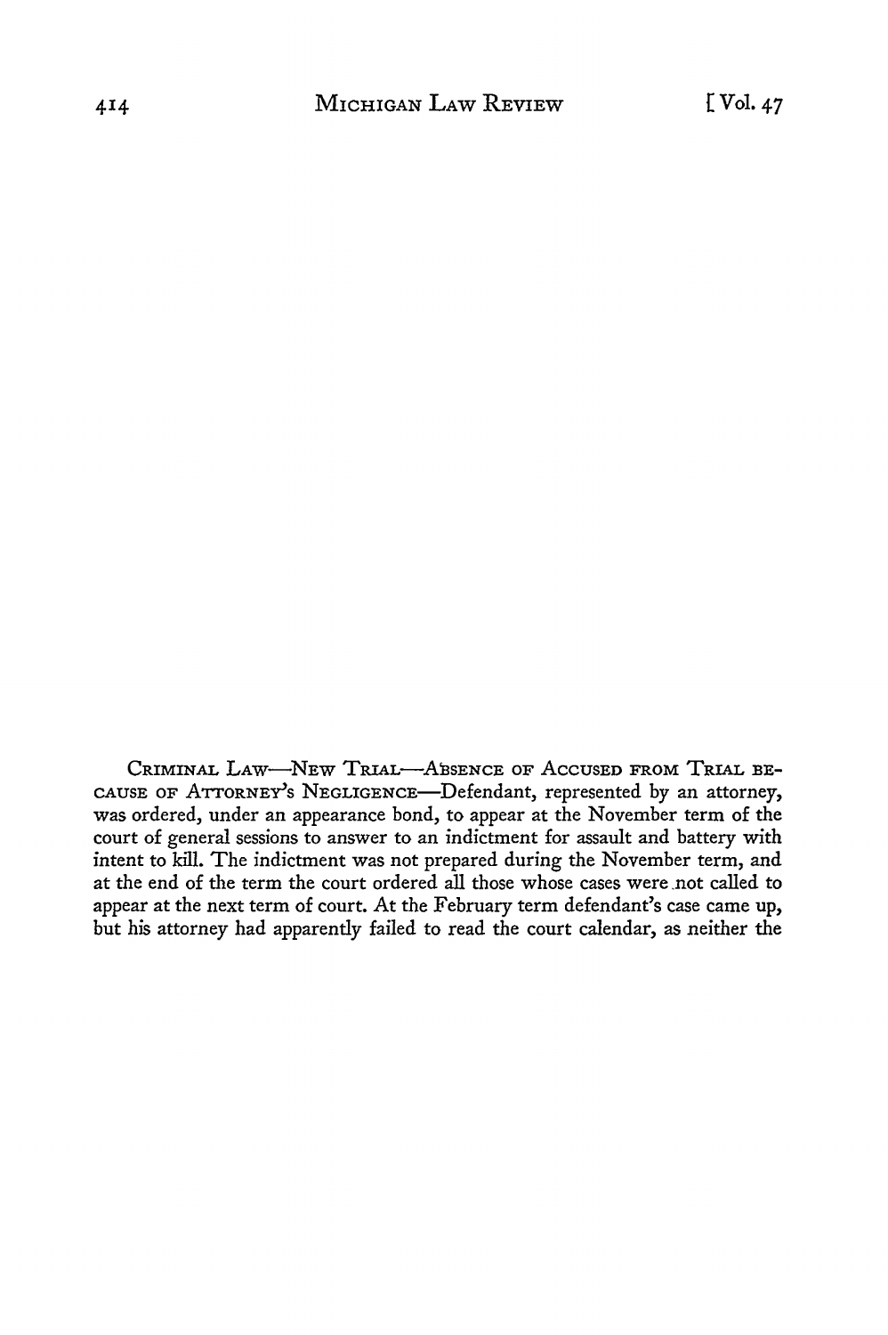CRIMINAL LAW—NEW TRIAL—ABSENCE OF ACCUSED FROM TRIAL BECAUSE OF ATTORNEY'S NEGLIGENCE—Defendant, represented by an attorney, was ordered, under an appearance bond, to appear at the November term of the court of general sessions to answer to an indictment for assault and battery with intent to kill. The indictment was not prepared during the November term, and at the end of the term the court ordered all those whose cases were not called to appear at the next term of court. At the February term defendant's case came up, but his attorney had apparently failed to read the court calendar, as neither the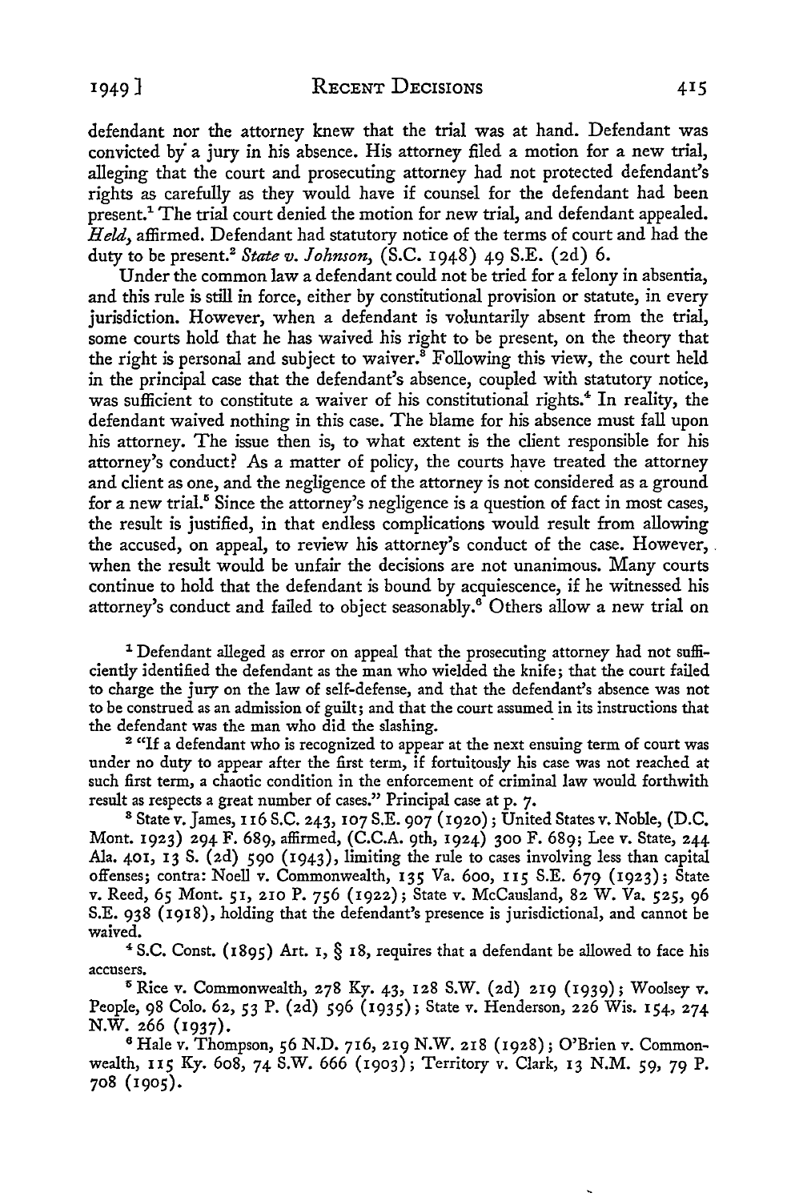defendant nor the attorney knew that the trial was at hand. Defendant was convicted by a jury in his absence. His attorney filed a motion for a new trial, alleging that the court and prosecuting attorney had not protected defendant's rights as carefully as they would have if counsel for the defendant had been present.[1] The trial court denied the motion for new trial, and defendant appealed. *Held*, affirmed. Defendant had statutory notice of the terms of court and had the duty to be present.[2] *State v. Johnson*, (S.C. 1948) 49 S.E. (2d) 6.

Under the common law a defendant could not be tried for a felony in absentia, and this rule is still in force, either by constitutional provision or statute, in every jurisdiction. However, when a defendant is voluntarily absent from the trial, some courts hold that he has waived his right to be present, on the theory that the right is personal and subject to waiver.[3] Following this view, the court held in the principal case that the defendant's absence, coupled with statutory notice, was sufficient to constitute a waiver of his constitutional rights.[4] In reality, the defendant waived nothing in this case. The blame for his absence must fall upon his attorney. The issue then is, to what extent is the client responsible for his attorney's conduct? As a matter of policy, the courts have treated the attorney and client as one, and the negligence of the attorney is not considered as a ground for a new trial.[5] Since the attorney's negligence is a question of fact in most cases, the result is justified, in that endless complications would result from allowing the accused, on appeal, to review his attorney's conduct of the case. However, when the result would be unfair the decisions are not unanimous. Many courts continue to hold that the defendant is bound by acquiescence, if he witnessed his attorney's conduct and failed to object seasonably.[6] Others allow a new trial on

[1] Defendant alleged as error on appeal that the prosecuting attorney had not sufficiently identified the defendant as the man who wielded the knife; that the court failed to charge the jury on the law of self-defense, and that the defendant's absence was not to be construed as an admission of guilt; and that the court assumed in its instructions that the defendant was the man who did the slashing.

[2] "If a defendant who is recognized to appear at the next ensuing term of court was under no duty to appear after the first term, if fortuitously his case was not reached at such first term, a chaotic condition in the enforcement of criminal law would forthwith result as respects a great number of cases." Principal case at p. 7.

[3] State v. James, 116 S.C. 243, 107 S.E. 907 (1920); United States v. Noble, (D.C. Mont. 1923) 294 F. 689, affirmed, (C.C.A. 9th, 1924) 300 F. 689; Lee v. State, 244 Ala. 401, 13 S. (2d) 590 (1943), limiting the rule to cases involving less than capital offenses; contra: Noell v. Commonwealth, 135 Va. 600, 115 S.E. 679 (1923); State v. Reed, 65 Mont. 51, 210 P. 756 (1922); State v. McCausland, 82 W. Va. 525, 96 S.E. 938 (1918), holding that the defendant's presence is jurisdictional, and cannot be waived.

[4] S.C. Const. (1895) Art. 1, § 18, requires that a defendant be allowed to face his accusers.

[5] Rice v. Commonwealth, 278 Ky. 43, 128 S.W. (2d) 219 (1939); Woolsey v. People, 98 Colo. 62, 53 P. (2d) 596 (1935); State v. Henderson, 226 Wis. 154, 274 N.W. 266 (1937).

[6] Hale v. Thompson, 56 N.D. 716, 219 N.W. 218 (1928); O'Brien v. Commonwealth, 115 Ky. 608, 74 S.W. 666 (1903); Territory v. Clark, 13 N.M. 59, 79 P. 708 (1905).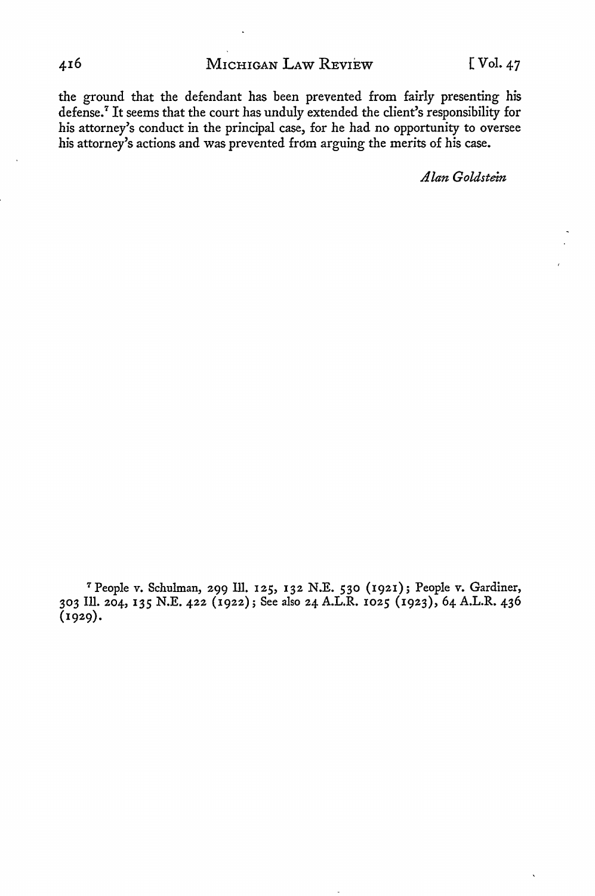the ground that the defendant has been prevented from fairly presenting his defense.[7] It seems that the court has unduly extended the client's responsibility for his attorney's conduct in the principal case, for he had no opportunity to oversee his attorney's actions and was prevented from arguing the merits of his case.

*Alan Goldstein*

[7] People v. Schulman, 299 Ill. 125, 132 N.E. 530 (1921); People v. Gardiner, 303 Ill. 204, 135 N.E. 422 (1922); See also 24 A.L.R. 1025 (1923), 64 A.L.R. 436 (1929).